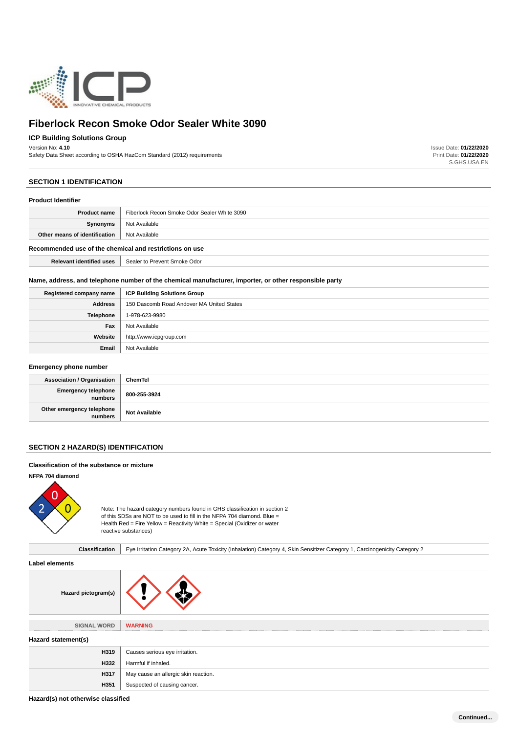# Fiberlock Recon Smoke Odor Sealer White 3090

**ICP Building Solutions Group**

Version No: **4.10**

Safety Data Sheet according to OSHA HazCom Standard (2012) requirements

Issue Date: **01/22/2020**
Print Date: **01/22/2020**
S.GHS.USA.EN

## SECTION 1 IDENTIFICATION

### Product Identifier

| | |
|---|---|
| **Product name** | Fiberlock Recon Smoke Odor Sealer White 3090 |
| **Synonyms** | Not Available |
| **Other means of identification** | Not Available |

### Recommended use of the chemical and restrictions on use

| | |
|---|---|
| **Relevant identified uses** | Sealer to Prevent Smoke Odor |

### Name, address, and telephone number of the chemical manufacturer, importer, or other responsible party

| | |
|---|---|
| **Registered company name** | **ICP Building Solutions Group** |
| **Address** | 150 Dascomb Road Andover MA United States |
| **Telephone** | 1-978-623-9980 |
| **Fax** | Not Available |
| **Website** | http://www.icpgroup.com |
| **Email** | Not Available |

### Emergency phone number

| | |
|---|---|
| **Association / Organisation** | **ChemTel** |
| **Emergency telephone numbers** | **800-255-3924** |
| **Other emergency telephone numbers** | **Not Available** |

## SECTION 2 HAZARD(S) IDENTIFICATION

### Classification of the substance or mixture

**NFPA 704 diamond**

Health (Blue): 2, Fire (Red): 0, Reactivity (Yellow): 0

Note: The hazard category numbers found in GHS classification in section 2 of this SDSs are NOT to be used to fill in the NFPA 704 diamond. Blue = Health Red = Fire Yellow = Reactivity White = Special (Oxidizer or water reactive substances)

| | |
|---|---|
| **Classification** | Eye Irritation Category 2A, Acute Toxicity (Inhalation) Category 4, Skin Sensitizer Category 1, Carcinogenicity Category 2 |

### Label elements

| | |
|---|---|
| **Hazard pictogram(s)** | |
| **SIGNAL WORD** | **WARNING** |

### Hazard statement(s)

| | |
|---|---|
| **H319** | Causes serious eye irritation. |
| **H332** | Harmful if inhaled. |
| **H317** | May cause an allergic skin reaction. |
| **H351** | Suspected of causing cancer. |

### Hazard(s) not otherwise classified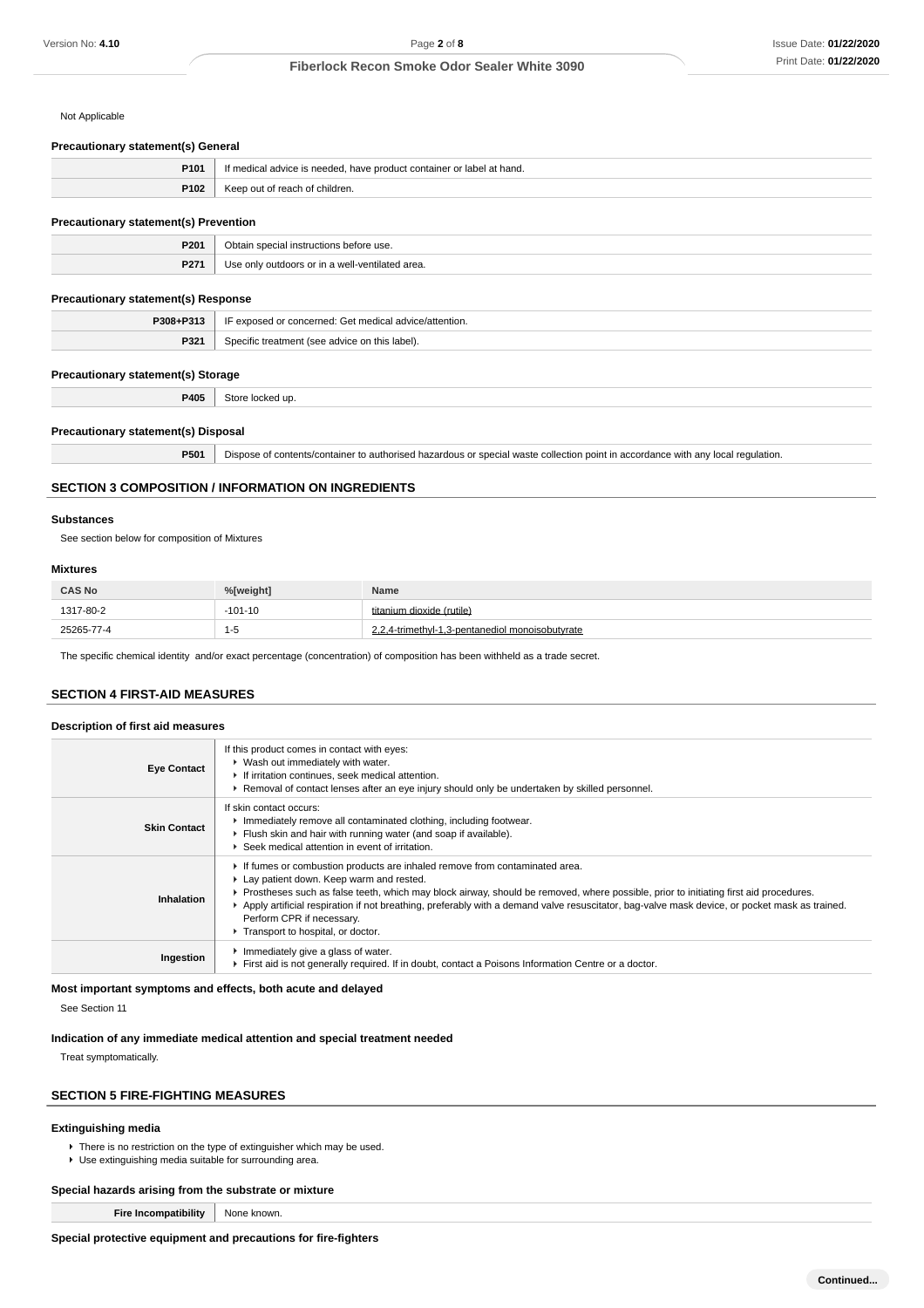Not Applicable

### Precautionary statement(s) General

| | |
|---|---|
| **P101** | If medical advice is needed, have product container or label at hand. |
| **P102** | Keep out of reach of children. |

### Precautionary statement(s) Prevention

| | |
|---|---|
| **P201** | Obtain special instructions before use. |
| **P271** | Use only outdoors or in a well-ventilated area. |

### Precautionary statement(s) Response

| | |
|---|---|
| **P308+P313** | IF exposed or concerned: Get medical advice/attention. |
| **P321** | Specific treatment (see advice on this label). |

### Precautionary statement(s) Storage

| | |
|---|---|
| **P405** | Store locked up. |

### Precautionary statement(s) Disposal

| | |
|---|---|
| **P501** | Dispose of contents/container to authorised hazardous or special waste collection point in accordance with any local regulation. |

## SECTION 3 COMPOSITION / INFORMATION ON INGREDIENTS

### Substances

See section below for composition of Mixtures

### Mixtures

| CAS No | %[weight] | Name |
|---|---|---|
| 1317-80-2 | -101-10 | titanium dioxide (rutile) |
| 25265-77-4 | 1-5 | 2,2,4-trimethyl-1,3-pentanediol monoisobutyrate |

The specific chemical identity and/or exact percentage (concentration) of composition has been withheld as a trade secret.

## SECTION 4 FIRST-AID MEASURES

### Description of first aid measures

| | |
|---|---|
| **Eye Contact** | If this product comes in contact with eyes:<br>▸ Wash out immediately with water.<br>▸ If irritation continues, seek medical attention.<br>▸ Removal of contact lenses after an eye injury should only be undertaken by skilled personnel. |
| **Skin Contact** | If skin contact occurs:<br>▸ Immediately remove all contaminated clothing, including footwear.<br>▸ Flush skin and hair with running water (and soap if available).<br>▸ Seek medical attention in event of irritation. |
| **Inhalation** | ▸ If fumes or combustion products are inhaled remove from contaminated area.<br>▸ Lay patient down. Keep warm and rested.<br>▸ Prostheses such as false teeth, which may block airway, should be removed, where possible, prior to initiating first aid procedures.<br>▸ Apply artificial respiration if not breathing, preferably with a demand valve resuscitator, bag-valve mask device, or pocket mask as trained. Perform CPR if necessary.<br>▸ Transport to hospital, or doctor. |
| **Ingestion** | ▸ Immediately give a glass of water.<br>▸ First aid is not generally required. If in doubt, contact a Poisons Information Centre or a doctor. |

### Most important symptoms and effects, both acute and delayed

See Section 11

### Indication of any immediate medical attention and special treatment needed

Treat symptomatically.

## SECTION 5 FIRE-FIGHTING MEASURES

### Extinguishing media

- There is no restriction on the type of extinguisher which may be used.
- Use extinguishing media suitable for surrounding area.

### Special hazards arising from the substrate or mixture

| | |
|---|---|
| **Fire Incompatibility** | None known. |

### Special protective equipment and precautions for fire-fighters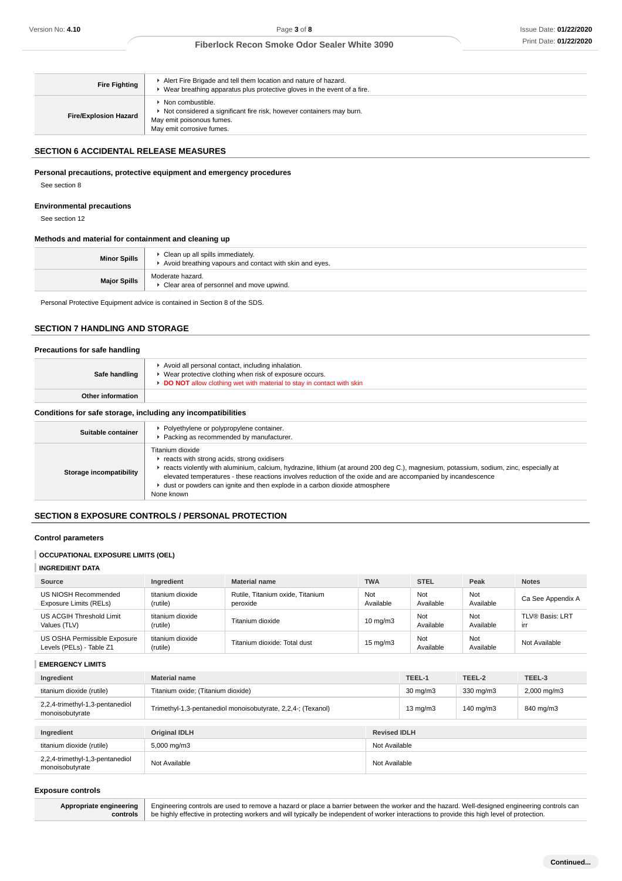| | |
|---|---|
| **Fire Fighting** | ▸ Alert Fire Brigade and tell them location and nature of hazard.<br>▸ Wear breathing apparatus plus protective gloves in the event of a fire. |
| **Fire/Explosion Hazard** | ▸ Non combustible.<br>▸ Not considered a significant fire risk, however containers may burn.<br>May emit poisonous fumes.<br>May emit corrosive fumes. |

## SECTION 6 ACCIDENTAL RELEASE MEASURES

### Personal precautions, protective equipment and emergency procedures

See section 8

### Environmental precautions

See section 12

### Methods and material for containment and cleaning up

| | |
|---|---|
| **Minor Spills** | ▸ Clean up all spills immediately.<br>▸ Avoid breathing vapours and contact with skin and eyes. |
| **Major Spills** | Moderate hazard.<br>▸ Clear area of personnel and move upwind. |

Personal Protective Equipment advice is contained in Section 8 of the SDS.

## SECTION 7 HANDLING AND STORAGE

### Precautions for safe handling

| | |
|---|---|
| **Safe handling** | ▸ Avoid all personal contact, including inhalation.<br>▸ Wear protective clothing when risk of exposure occurs.<br>▸ **DO NOT** allow clothing wet with material to stay in contact with skin |
| **Other information** | |

### Conditions for safe storage, including any incompatibilities

| | |
|---|---|
| **Suitable container** | ▸ Polyethylene or polypropylene container.<br>▸ Packing as recommended by manufacturer. |
| **Storage incompatibility** | Titanium dioxide<br>▸ reacts with strong acids, strong oxidisers<br>▸ reacts violently with aluminium, calcium, hydrazine, lithium (at around 200 deg C.), magnesium, potassium, sodium, zinc, especially at elevated temperatures - these reactions involves reduction of the oxide and are accompanied by incandescence<br>▸ dust or powders can ignite and then explode in a carbon dioxide atmosphere<br>None known |

## SECTION 8 EXPOSURE CONTROLS / PERSONAL PROTECTION

### Control parameters

#### OCCUPATIONAL EXPOSURE LIMITS (OEL)

#### INGREDIENT DATA

| Source | Ingredient | Material name | TWA | STEL | Peak | Notes |
|---|---|---|---|---|---|---|
| US NIOSH Recommended Exposure Limits (RELs) | titanium dioxide (rutile) | Rutile, Titanium oxide, Titanium peroxide | Not Available | Not Available | Not Available | Ca See Appendix A |
| US ACGIH Threshold Limit Values (TLV) | titanium dioxide (rutile) | Titanium dioxide | 10 mg/m3 | Not Available | Not Available | TLV® Basis: LRT irr |
| US OSHA Permissible Exposure Levels (PELs) - Table Z1 | titanium dioxide (rutile) | Titanium dioxide: Total dust | 15 mg/m3 | Not Available | Not Available | Not Available |

#### EMERGENCY LIMITS

| Ingredient | Material name | TEEL-1 | TEEL-2 | TEEL-3 |
|---|---|---|---|---|
| titanium dioxide (rutile) | Titanium oxide; (Titanium dioxide) | 30 mg/m3 | 330 mg/m3 | 2,000 mg/m3 |
| 2,2,4-trimethyl-1,3-pentanediol monoisobutyrate | Trimethyl-1,3-pentanediol monoisobutyrate, 2,2,4-; (Texanol) | 13 mg/m3 | 140 mg/m3 | 840 mg/m3 |

| Ingredient | Original IDLH | Revised IDLH |
|---|---|---|
| titanium dioxide (rutile) | 5,000 mg/m3 | Not Available |
| 2,2,4-trimethyl-1,3-pentanediol monoisobutyrate | Not Available | Not Available |

### Exposure controls

| | |
|---|---|
| **Appropriate engineering controls** | Engineering controls are used to remove a hazard or place a barrier between the worker and the hazard. Well-designed engineering controls can be highly effective in protecting workers and will typically be independent of worker interactions to provide this high level of protection. |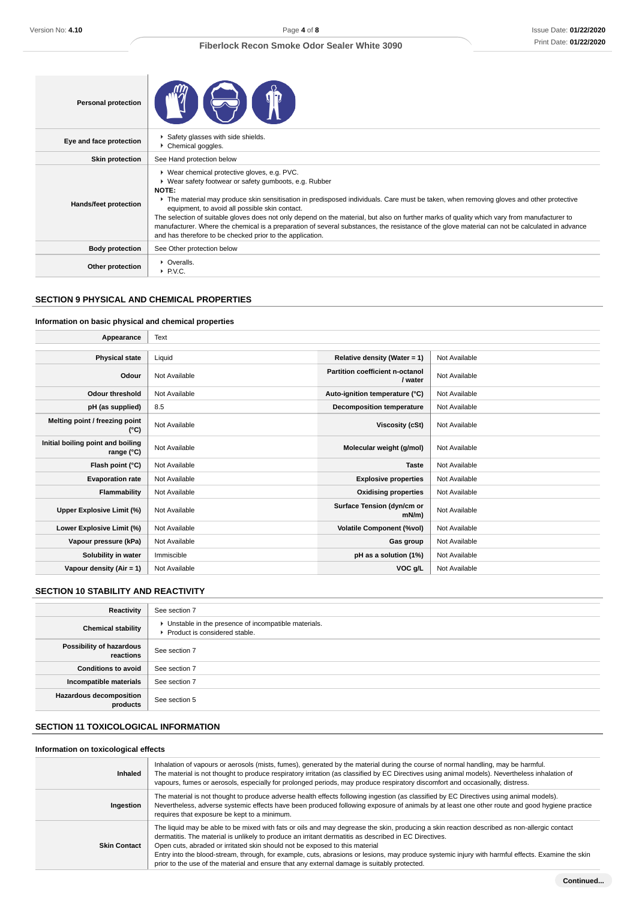| Personal protection | |
|---|---|
| Eye and face protection | ‣ Safety glasses with side shields.<br>‣ Chemical goggles. |
| Skin protection | See Hand protection below |
| Hands/feet protection | ‣ Wear chemical protective gloves, e.g. PVC.<br>‣ Wear safety footwear or safety gumboots, e.g. Rubber<br>**NOTE:**<br>‣ The material may produce skin sensitisation in predisposed individuals. Care must be taken, when removing gloves and other protective equipment, to avoid all possible skin contact.<br>The selection of suitable gloves does not only depend on the material, but also on further marks of quality which vary from manufacturer to manufacturer. Where the chemical is a preparation of several substances, the resistance of the glove material can not be calculated in advance and has therefore to be checked prior to the application. |
| Body protection | See Other protection below |
| Other protection | ‣ Overalls.<br>‣ P.V.C. |

## SECTION 9 PHYSICAL AND CHEMICAL PROPERTIES

### Information on basic physical and chemical properties

| Appearance | Text | | |
|---|---|---|---|
| Physical state | Liquid | Relative density (Water = 1) | Not Available |
| Odour | Not Available | Partition coefficient n-octanol / water | Not Available |
| Odour threshold | Not Available | Auto-ignition temperature (°C) | Not Available |
| pH (as supplied) | 8.5 | Decomposition temperature | Not Available |
| Melting point / freezing point (°C) | Not Available | Viscosity (cSt) | Not Available |
| Initial boiling point and boiling range (°C) | Not Available | Molecular weight (g/mol) | Not Available |
| Flash point (°C) | Not Available | Taste | Not Available |
| Evaporation rate | Not Available | Explosive properties | Not Available |
| Flammability | Not Available | Oxidising properties | Not Available |
| Upper Explosive Limit (%) | Not Available | Surface Tension (dyn/cm or mN/m) | Not Available |
| Lower Explosive Limit (%) | Not Available | Volatile Component (%vol) | Not Available |
| Vapour pressure (kPa) | Not Available | Gas group | Not Available |
| Solubility in water | Immiscible | pH as a solution (1%) | Not Available |
| Vapour density (Air = 1) | Not Available | VOC g/L | Not Available |

## SECTION 10 STABILITY AND REACTIVITY

| Reactivity | See section 7 |
|---|---|
| Chemical stability | ‣ Unstable in the presence of incompatible materials.<br>‣ Product is considered stable. |
| Possibility of hazardous reactions | See section 7 |
| Conditions to avoid | See section 7 |
| Incompatible materials | See section 7 |
| Hazardous decomposition products | See section 5 |

## SECTION 11 TOXICOLOGICAL INFORMATION

### Information on toxicological effects

| Inhaled | Inhalation of vapours or aerosols (mists, fumes), generated by the material during the course of normal handling, may be harmful.<br>The material is not thought to produce respiratory irritation (as classified by EC Directives using animal models). Nevertheless inhalation of vapours, fumes or aerosols, especially for prolonged periods, may produce respiratory discomfort and occasionally, distress. |
|---|---|
| Ingestion | The material is not thought to produce adverse health effects following ingestion (as classified by EC Directives using animal models). Nevertheless, adverse systemic effects have been produced following exposure of animals by at least one other route and good hygiene practice requires that exposure be kept to a minimum. |
| Skin Contact | The liquid may be able to be mixed with fats or oils and may degrease the skin, producing a skin reaction described as non-allergic contact dermatitis. The material is unlikely to produce an irritant dermatitis as described in EC Directives.<br>Open cuts, abraded or irritated skin should not be exposed to this material<br>Entry into the blood-stream, through, for example, cuts, abrasions or lesions, may produce systemic injury with harmful effects. Examine the skin prior to the use of the material and ensure that any external damage is suitably protected. |

**Continued...**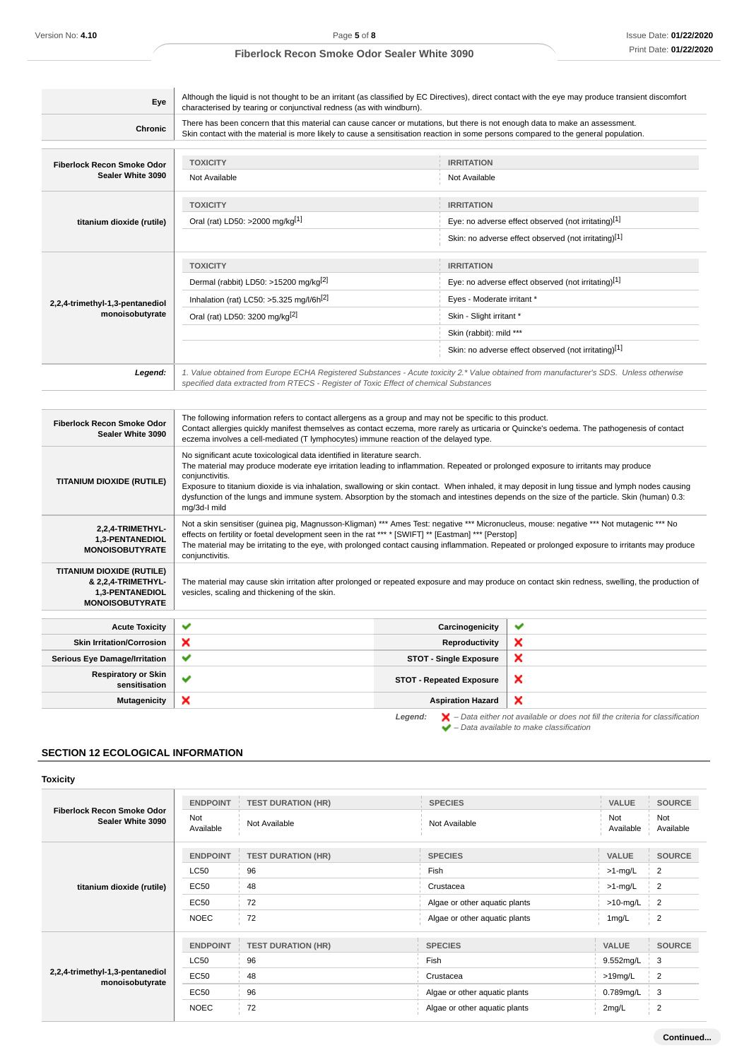| | |
|---|---|
| **Eye** | Although the liquid is not thought to be an irritant (as classified by EC Directives), direct contact with the eye may produce transient discomfort characterised by tearing or conjunctival redness (as with windburn). |
| **Chronic** | There has been concern that this material can cause cancer or mutations, but there is not enough data to make an assessment.<br>Skin contact with the material is more likely to cause a sensitisation reaction in some persons compared to the general population. |

| | TOXICITY | IRRITATION |
|---|---|---|
| **Fiberlock Recon Smoke Odor Sealer White 3090** | Not Available | Not Available |
| **titanium dioxide (rutile)** | **TOXICITY** | **IRRITATION** |
| | Oral (rat) LD50: >2000 mg/kg[1] | Eye: no adverse effect observed (not irritating)[1] |
| | | Skin: no adverse effect observed (not irritating)[1] |
| **2,2,4-trimethyl-1,3-pentanediol monoisobutyrate** | **TOXICITY** | **IRRITATION** |
| | Dermal (rabbit) LD50: >15200 mg/kg[2] | Eye: no adverse effect observed (not irritating)[1] |
| | Inhalation (rat) LC50: >5.325 mg/l/6h[2] | Eyes - Moderate irritant * |
| | Oral (rat) LD50: 3200 mg/kg[2] | Skin - Slight irritant * |
| | | Skin (rabbit): mild *** |
| | | Skin: no adverse effect observed (not irritating)[1] |
| ***Legend:*** | *1. Value obtained from Europe ECHA Registered Substances - Acute toxicity 2.* Value obtained from manufacturer's SDS. Unless otherwise specified data extracted from RTECS - Register of Toxic Effect of chemical Substances* | |

| | |
|---|---|
| **Fiberlock Recon Smoke Odor Sealer White 3090** | The following information refers to contact allergens as a group and may not be specific to this product.<br>Contact allergies quickly manifest themselves as contact eczema, more rarely as urticaria or Quincke's oedema. The pathogenesis of contact eczema involves a cell-mediated (T lymphocytes) immune reaction of the delayed type. |
| **TITANIUM DIOXIDE (RUTILE)** | No significant acute toxicological data identified in literature search.<br>The material may produce moderate eye irritation leading to inflammation. Repeated or prolonged exposure to irritants may produce conjunctivitis.<br>Exposure to titanium dioxide is via inhalation, swallowing or skin contact. When inhaled, it may deposit in lung tissue and lymph nodes causing dysfunction of the lungs and immune system. Absorption by the stomach and intestines depends on the size of the particle. Skin (human) 0.3: mg/3d-I mild |
| **2,2,4-TRIMETHYL-1,3-PENTANEDIOL MONOISOBUTYRATE** | Not a skin sensitiser (guinea pig, Magnusson-Kligman) *** Ames Test: negative *** Micronucleus, mouse: negative *** Not mutagenic *** No effects on fertility or foetal development seen in the rat *** * [SWIFT] ** [Eastman] *** [Perstop]<br>The material may be irritating to the eye, with prolonged contact causing inflammation. Repeated or prolonged exposure to irritants may produce conjunctivitis. |
| **TITANIUM DIOXIDE (RUTILE) & 2,2,4-TRIMETHYL-1,3-PENTANEDIOL MONOISOBUTYRATE** | The material may cause skin irritation after prolonged or repeated exposure and may produce on contact skin redness, swelling, the production of vesicles, scaling and thickening of the skin. |

| | | | |
|---|---|---|---|
| **Acute Toxicity** | ✔ | **Carcinogenicity** | ✔ |
| **Skin Irritation/Corrosion** | ✘ | **Reproductivity** | ✘ |
| **Serious Eye Damage/Irritation** | ✔ | **STOT - Single Exposure** | ✘ |
| **Respiratory or Skin sensitisation** | ✔ | **STOT - Repeated Exposure** | ✘ |
| **Mutagenicity** | ✘ | **Aspiration Hazard** | ✘ |

***Legend:*** ✘ *– Data either not available or does not fill the criteria for classification*
✔ *– Data available to make classification*

## SECTION 12 ECOLOGICAL INFORMATION

### Toxicity

| | ENDPOINT | TEST DURATION (HR) | SPECIES | VALUE | SOURCE |
|---|---|---|---|---|---|
| **Fiberlock Recon Smoke Odor Sealer White 3090** | Not Available | Not Available | Not Available | Not Available | Not Available |
| **titanium dioxide (rutile)** | **ENDPOINT** | **TEST DURATION (HR)** | **SPECIES** | **VALUE** | **SOURCE** |
| | LC50 | 96 | Fish | >1-mg/L | 2 |
| | EC50 | 48 | Crustacea | >1-mg/L | 2 |
| | EC50 | 72 | Algae or other aquatic plants | >10-mg/L | 2 |
| | NOEC | 72 | Algae or other aquatic plants | 1mg/L | 2 |
| **2,2,4-trimethyl-1,3-pentanediol monoisobutyrate** | **ENDPOINT** | **TEST DURATION (HR)** | **SPECIES** | **VALUE** | **SOURCE** |
| | LC50 | 96 | Fish | 9.552mg/L | 3 |
| | EC50 | 48 | Crustacea | >19mg/L | 2 |
| | EC50 | 96 | Algae or other aquatic plants | 0.789mg/L | 3 |
| | NOEC | 72 | Algae or other aquatic plants | 2mg/L | 2 |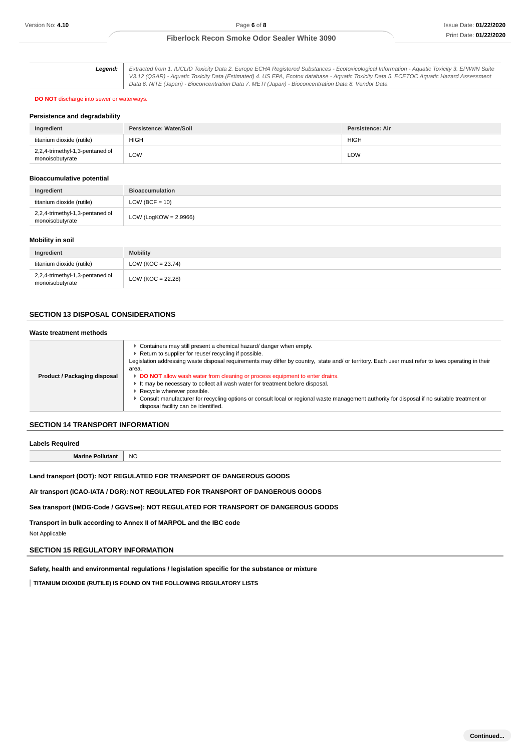| | |
|---|---|
| ***Legend:*** | *Extracted from 1. IUCLID Toxicity Data 2. Europe ECHA Registered Substances - Ecotoxicological Information - Aquatic Toxicity 3. EPIWIN Suite V3.12 (QSAR) - Aquatic Toxicity Data (Estimated) 4. US EPA, Ecotox database - Aquatic Toxicity Data 5. ECETOC Aquatic Hazard Assessment Data 6. NITE (Japan) - Bioconcentration Data 7. METI (Japan) - Bioconcentration Data 8. Vendor Data* |

**DO NOT** discharge into sewer or waterways.

### Persistence and degradability

| Ingredient | Persistence: Water/Soil | Persistence: Air |
|---|---|---|
| titanium dioxide (rutile) | HIGH | HIGH |
| 2,2,4-trimethyl-1,3-pentanediol monoisobutyrate | LOW | LOW |

### Bioaccumulative potential

| Ingredient | Bioaccumulation |
|---|---|
| titanium dioxide (rutile) | LOW (BCF = 10) |
| 2,2,4-trimethyl-1,3-pentanediol monoisobutyrate | LOW (LogKOW = 2.9966) |

### Mobility in soil

| Ingredient | Mobility |
|---|---|
| titanium dioxide (rutile) | LOW (KOC = 23.74) |
| 2,2,4-trimethyl-1,3-pentanediol monoisobutyrate | LOW (KOC = 22.28) |

## SECTION 13 DISPOSAL CONSIDERATIONS

### Waste treatment methods

| | |
|---|---|
| **Product / Packaging disposal** | ▸ Containers may still present a chemical hazard/ danger when empty.<br>▸ Return to supplier for reuse/ recycling if possible.<br>Legislation addressing waste disposal requirements may differ by country, state and/ or territory. Each user must refer to laws operating in their area.<br>▸ **DO NOT** allow wash water from cleaning or process equipment to enter drains.<br>▸ It may be necessary to collect all wash water for treatment before disposal.<br>▸ Recycle wherever possible.<br>▸ Consult manufacturer for recycling options or consult local or regional waste management authority for disposal if no suitable treatment or disposal facility can be identified. |

## SECTION 14 TRANSPORT INFORMATION

### Labels Required

| | |
|---|---|
| **Marine Pollutant** | NO |

**Land transport (DOT): NOT REGULATED FOR TRANSPORT OF DANGEROUS GOODS**

**Air transport (ICAO-IATA / DGR): NOT REGULATED FOR TRANSPORT OF DANGEROUS GOODS**

**Sea transport (IMDG-Code / GGVSee): NOT REGULATED FOR TRANSPORT OF DANGEROUS GOODS**

**Transport in bulk according to Annex II of MARPOL and the IBC code**

Not Applicable

## SECTION 15 REGULATORY INFORMATION

**Safety, health and environmental regulations / legislation specific for the substance or mixture**

**TITANIUM DIOXIDE (RUTILE) IS FOUND ON THE FOLLOWING REGULATORY LISTS**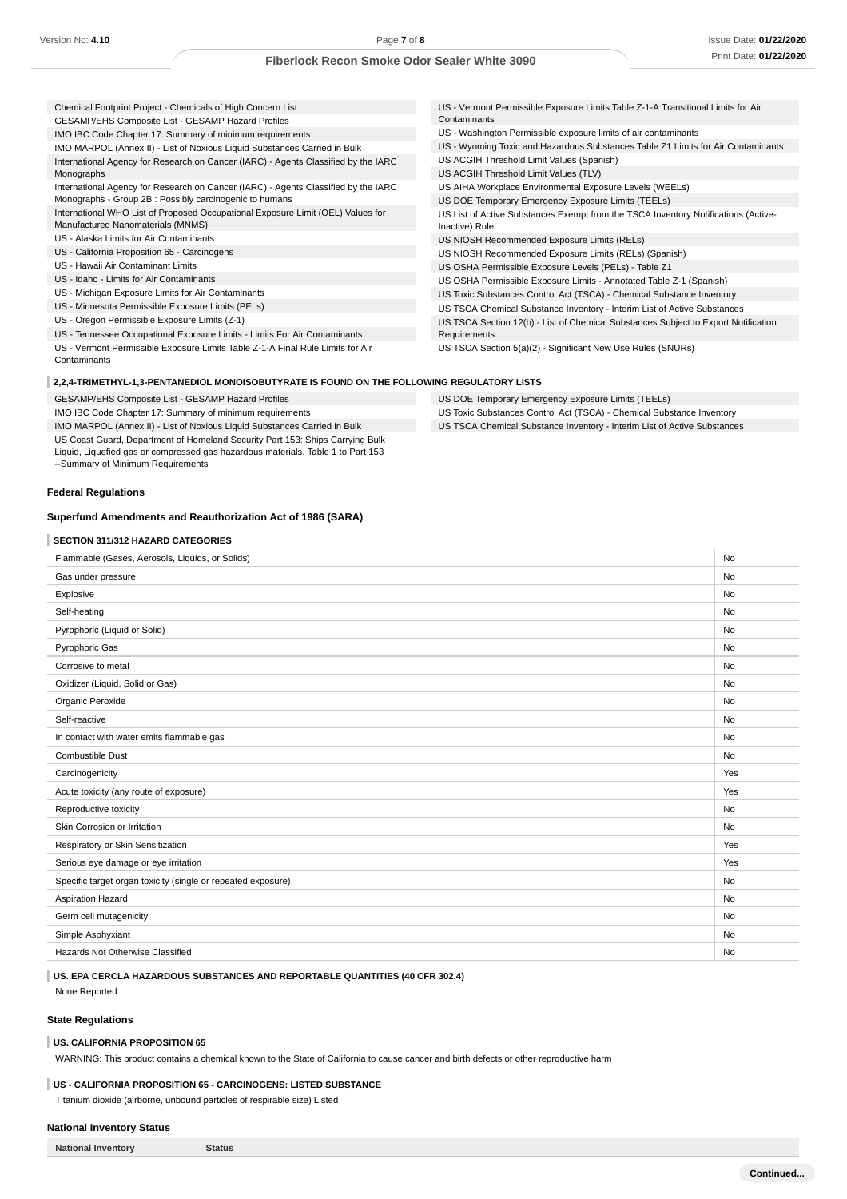Chemical Footprint Project - Chemicals of High Concern List
GESAMP/EHS Composite List - GESAMP Hazard Profiles
IMO IBC Code Chapter 17: Summary of minimum requirements
IMO MARPOL (Annex II) - List of Noxious Liquid Substances Carried in Bulk
International Agency for Research on Cancer (IARC) - Agents Classified by the IARC Monographs
International Agency for Research on Cancer (IARC) - Agents Classified by the IARC Monographs - Group 2B : Possibly carcinogenic to humans
International WHO List of Proposed Occupational Exposure Limit (OEL) Values for Manufactured Nanomaterials (MNMS)
US - Alaska Limits for Air Contaminants
US - California Proposition 65 - Carcinogens
US - Hawaii Air Contaminant Limits
US - Idaho - Limits for Air Contaminants
US - Michigan Exposure Limits for Air Contaminants
US - Minnesota Permissible Exposure Limits (PELs)
US - Oregon Permissible Exposure Limits (Z-1)
US - Tennessee Occupational Exposure Limits - Limits For Air Contaminants
US - Vermont Permissible Exposure Limits Table Z-1-A Final Rule Limits for Air Contaminants
US - Vermont Permissible Exposure Limits Table Z-1-A Transitional Limits for Air Contaminants
US - Washington Permissible exposure limits of air contaminants
US - Wyoming Toxic and Hazardous Substances Table Z1 Limits for Air Contaminants
US ACGIH Threshold Limit Values (Spanish)
US ACGIH Threshold Limit Values (TLV)
US AIHA Workplace Environmental Exposure Levels (WEELs)
US DOE Temporary Emergency Exposure Limits (TEELs)
US List of Active Substances Exempt from the TSCA Inventory Notifications (Active-Inactive) Rule
US NIOSH Recommended Exposure Limits (RELs)
US NIOSH Recommended Exposure Limits (RELs) (Spanish)
US OSHA Permissible Exposure Levels (PELs) - Table Z1
US OSHA Permissible Exposure Limits - Annotated Table Z-1 (Spanish)
US Toxic Substances Control Act (TSCA) - Chemical Substance Inventory
US TSCA Chemical Substance Inventory - Interim List of Active Substances
US TSCA Section 12(b) - List of Chemical Substances Subject to Export Notification Requirements
US TSCA Section 5(a)(2) - Significant New Use Rules (SNURs)

**2,2,4-TRIMETHYL-1,3-PENTANEDIOL MONOISOBUTYRATE IS FOUND ON THE FOLLOWING REGULATORY LISTS**

GESAMP/EHS Composite List - GESAMP Hazard Profiles
IMO IBC Code Chapter 17: Summary of minimum requirements
IMO MARPOL (Annex II) - List of Noxious Liquid Substances Carried in Bulk
US Coast Guard, Department of Homeland Security Part 153: Ships Carrying Bulk Liquid, Liquefied gas or compressed gas hazardous materials. Table 1 to Part 153 --Summary of Minimum Requirements
US DOE Temporary Emergency Exposure Limits (TEELs)
US Toxic Substances Control Act (TSCA) - Chemical Substance Inventory
US TSCA Chemical Substance Inventory - Interim List of Active Substances

### Federal Regulations

### Superfund Amendments and Reauthorization Act of 1986 (SARA)

**SECTION 311/312 HAZARD CATEGORIES**

| | |
|---|---|
| Flammable (Gases, Aerosols, Liquids, or Solids) | No |
| Gas under pressure | No |
| Explosive | No |
| Self-heating | No |
| Pyrophoric (Liquid or Solid) | No |
| Pyrophoric Gas | No |
| Corrosive to metal | No |
| Oxidizer (Liquid, Solid or Gas) | No |
| Organic Peroxide | No |
| Self-reactive | No |
| In contact with water emits flammable gas | No |
| Combustible Dust | No |
| Carcinogenicity | Yes |
| Acute toxicity (any route of exposure) | Yes |
| Reproductive toxicity | No |
| Skin Corrosion or Irritation | No |
| Respiratory or Skin Sensitization | Yes |
| Serious eye damage or eye irritation | Yes |
| Specific target organ toxicity (single or repeated exposure) | No |
| Aspiration Hazard | No |
| Germ cell mutagenicity | No |
| Simple Asphyxiant | No |
| Hazards Not Otherwise Classified | No |

**US. EPA CERCLA HAZARDOUS SUBSTANCES AND REPORTABLE QUANTITIES (40 CFR 302.4)**

None Reported

### State Regulations

**US. CALIFORNIA PROPOSITION 65**

WARNING: This product contains a chemical known to the State of California to cause cancer and birth defects or other reproductive harm

**US - CALIFORNIA PROPOSITION 65 - CARCINOGENS: LISTED SUBSTANCE**

Titanium dioxide (airborne, unbound particles of respirable size) Listed

### National Inventory Status

| National Inventory | Status |
|---|---|

Continued...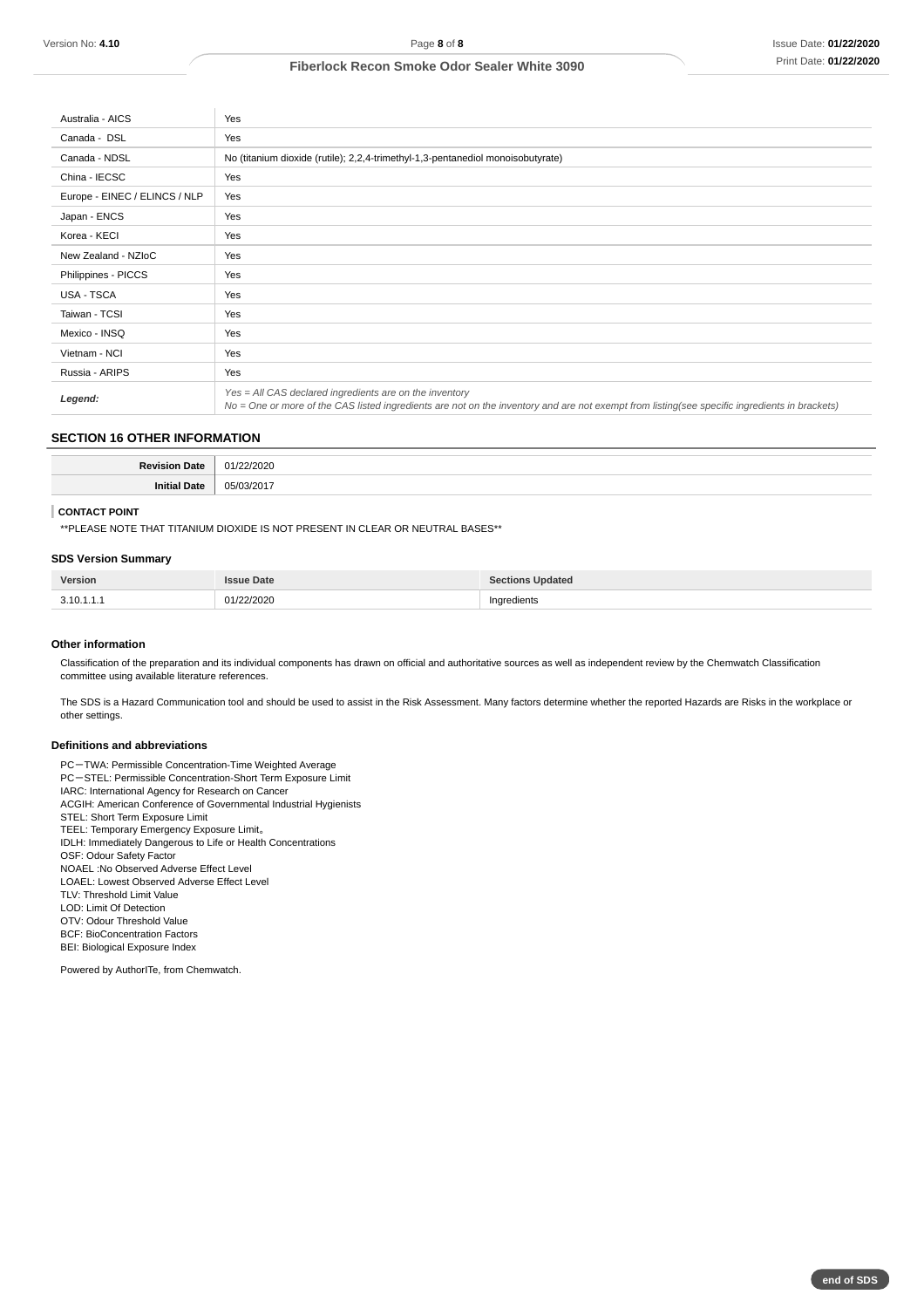| | |
|---|---|
| Australia - AICS | Yes |
| Canada - DSL | Yes |
| Canada - NDSL | No (titanium dioxide (rutile); 2,2,4-trimethyl-1,3-pentanediol monoisobutyrate) |
| China - IECSC | Yes |
| Europe - EINEC / ELINCS / NLP | Yes |
| Japan - ENCS | Yes |
| Korea - KECI | Yes |
| New Zealand - NZIoC | Yes |
| Philippines - PICCS | Yes |
| USA - TSCA | Yes |
| Taiwan - TCSI | Yes |
| Mexico - INSQ | Yes |
| Vietnam - NCI | Yes |
| Russia - ARIPS | Yes |
| ***Legend:*** | *Yes = All CAS declared ingredients are on the inventory*<br>*No = One or more of the CAS listed ingredients are not on the inventory and are not exempt from listing(see specific ingredients in brackets)* |

## SECTION 16 OTHER INFORMATION

| | |
|---|---|
| **Revision Date** | 01/22/2020 |
| **Initial Date** | 05/03/2017 |

**CONTACT POINT**

**PLEASE NOTE THAT TITANIUM DIOXIDE IS NOT PRESENT IN CLEAR OR NEUTRAL BASES**

### SDS Version Summary

| Version | Issue Date | Sections Updated |
|---|---|---|
| 3.10.1.1.1 | 01/22/2020 | Ingredients |

### Other information

Classification of the preparation and its individual components has drawn on official and authoritative sources as well as independent review by the Chemwatch Classification committee using available literature references.

The SDS is a Hazard Communication tool and should be used to assist in the Risk Assessment. Many factors determine whether the reported Hazards are Risks in the workplace or other settings.

### Definitions and abbreviations

PC－TWA: Permissible Concentration-Time Weighted Average
PC－STEL: Permissible Concentration-Short Term Exposure Limit
IARC: International Agency for Research on Cancer
ACGIH: American Conference of Governmental Industrial Hygienists
STEL: Short Term Exposure Limit
TEEL: Temporary Emergency Exposure Limit。
IDLH: Immediately Dangerous to Life or Health Concentrations
OSF: Odour Safety Factor
NOAEL :No Observed Adverse Effect Level
LOAEL: Lowest Observed Adverse Effect Level
TLV: Threshold Limit Value
LOD: Limit Of Detection
OTV: Odour Threshold Value
BCF: BioConcentration Factors
BEI: Biological Exposure Index

Powered by AuthorITe, from Chemwatch.

end of SDS